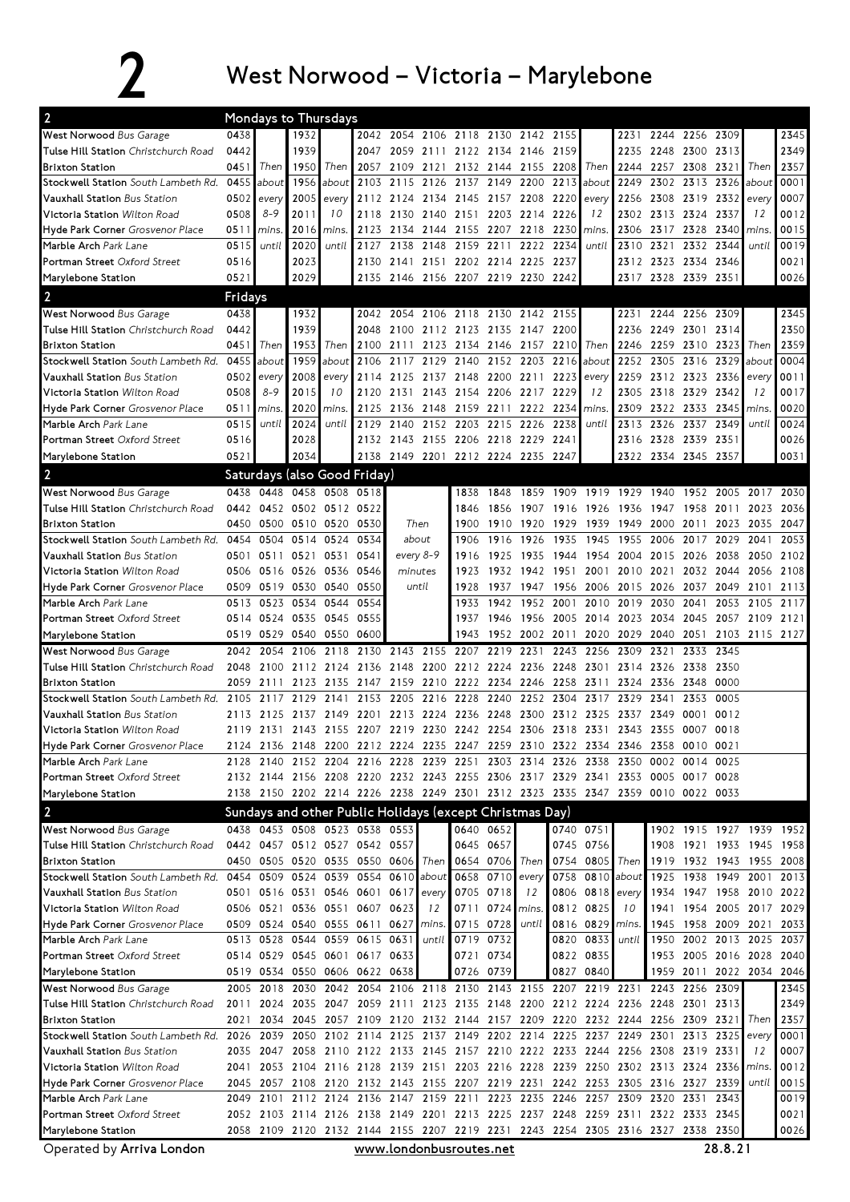# 2 West Norwood – Victoria – Marylebone

## Mondays to Thursdays

| Stop | | | | | | | | | | | | | | | | | | |
|---|---|---|---|---|---|---|---|---|---|---|---|---|---|---|---|---|---|---|
| West Norwood *Bus Garage* | 0438 | | 1932 | | 2042 | 2054 | 2106 | 2118 | 2130 | 2142 | 2155 | | 2231 | 2244 | 2256 | 2309 | | 2345 |
| Tulse Hill Station *Christchurch Road* | 0442 | | 1939 | | 2047 | 2059 | 2111 | 2122 | 2134 | 2146 | 2159 | | 2235 | 2248 | 2300 | 2313 | | 2349 |
| Brixton Station | 0451 | Then | 1950 | Then | 2057 | 2109 | 2121 | 2132 | 2144 | 2155 | 2208 | Then | 2244 | 2257 | 2308 | 2321 | Then | 2357 |
| Stockwell Station *South Lambeth Rd.* | 0455 | about | 1956 | about | 2103 | 2115 | 2126 | 2137 | 2149 | 2200 | 2213 | about | 2249 | 2302 | 2313 | 2326 | about | 0001 |
| Vauxhall Station *Bus Station* | 0502 | every | 2005 | every | 2112 | 2124 | 2134 | 2145 | 2157 | 2208 | 2220 | every | 2256 | 2308 | 2319 | 2332 | every | 0007 |
| Victoria Station *Wilton Road* | 0508 | 8-9 | 2011 | 10 | 2118 | 2130 | 2140 | 2151 | 2203 | 2214 | 2226 | 12 | 2302 | 2313 | 2324 | 2337 | 12 | 0012 |
| Hyde Park Corner *Grosvenor Place* | 0511 | mins. | 2016 | mins. | 2123 | 2134 | 2144 | 2155 | 2207 | 2218 | 2230 | mins. | 2306 | 2317 | 2328 | 2340 | mins. | 0015 |
| Marble Arch *Park Lane* | 0515 | until | 2020 | until | 2127 | 2138 | 2148 | 2159 | 2211 | 2222 | 2234 | until | 2310 | 2321 | 2332 | 2344 | until | 0019 |
| Portman Street *Oxford Street* | 0516 | | 2023 | | 2130 | 2141 | 2151 | 2202 | 2214 | 2225 | 2237 | | 2312 | 2323 | 2334 | 2346 | | 0021 |
| Marylebone Station | 0521 | | 2029 | | 2135 | 2146 | 2156 | 2207 | 2219 | 2230 | 2242 | | 2317 | 2328 | 2339 | 2351 | | 0026 |

## Fridays

| Stop | | | | | | | | | | | | | | | | | | |
|---|---|---|---|---|---|---|---|---|---|---|---|---|---|---|---|---|---|---|
| West Norwood *Bus Garage* | 0438 | | 1932 | | 2042 | 2054 | 2106 | 2118 | 2130 | 2142 | 2155 | | 2231 | 2244 | 2256 | 2309 | | 2345 |
| Tulse Hill Station *Christchurch Road* | 0442 | | 1939 | | 2048 | 2100 | 2112 | 2123 | 2135 | 2147 | 2200 | | 2236 | 2249 | 2301 | 2314 | | 2350 |
| Brixton Station | 0451 | Then | 1953 | Then | 2100 | 2111 | 2123 | 2134 | 2146 | 2157 | 2210 | Then | 2246 | 2259 | 2310 | 2323 | Then | 2359 |
| Stockwell Station *South Lambeth Rd.* | 0455 | about | 1959 | about | 2106 | 2117 | 2129 | 2140 | 2152 | 2203 | 2216 | about | 2252 | 2305 | 2316 | 2329 | about | 0004 |
| Vauxhall Station *Bus Station* | 0502 | every | 2008 | every | 2114 | 2125 | 2137 | 2148 | 2200 | 2211 | 2223 | every | 2259 | 2312 | 2323 | 2336 | every | 0011 |
| Victoria Station *Wilton Road* | 0508 | 8-9 | 2015 | 10 | 2120 | 2131 | 2143 | 2154 | 2206 | 2217 | 2229 | 12 | 2305 | 2318 | 2329 | 2342 | 12 | 0017 |
| Hyde Park Corner *Grosvenor Place* | 0511 | mins. | 2020 | mins. | 2125 | 2136 | 2148 | 2159 | 2211 | 2222 | 2234 | mins. | 2309 | 2322 | 2333 | 2345 | mins. | 0020 |
| Marble Arch *Park Lane* | 0515 | until | 2024 | until | 2129 | 2140 | 2152 | 2203 | 2215 | 2226 | 2238 | until | 2313 | 2326 | 2337 | 2349 | until | 0024 |
| Portman Street *Oxford Street* | 0516 | | 2028 | | 2132 | 2143 | 2155 | 2206 | 2218 | 2229 | 2241 | | 2316 | 2328 | 2339 | 2351 | | 0026 |
| Marylebone Station | 0521 | | 2034 | | 2138 | 2149 | 2201 | 2212 | 2224 | 2235 | 2247 | | 2322 | 2334 | 2345 | 2357 | | 0031 |

## Saturdays (also Good Friday)

| Stop | | | | | | | | | | | | | | | | | |
|---|---|---|---|---|---|---|---|---|---|---|---|---|---|---|---|---|---|
| West Norwood *Bus Garage* | 0438 | 0448 | 0458 | 0508 | 0518 | | 1838 | 1848 | 1859 | 1909 | 1919 | 1929 | 1940 | 1952 | 2005 | 2017 | 2030 |
| Tulse Hill Station *Christchurch Road* | 0442 | 0452 | 0502 | 0512 | 0522 | | 1846 | 1856 | 1907 | 1916 | 1926 | 1936 | 1947 | 1958 | 2011 | 2023 | 2036 |
| Brixton Station | 0450 | 0500 | 0510 | 0520 | 0530 | Then | 1900 | 1910 | 1920 | 1929 | 1939 | 1949 | 2000 | 2011 | 2023 | 2035 | 2047 |
| Stockwell Station *South Lambeth Rd.* | 0454 | 0504 | 0514 | 0524 | 0534 | about | 1906 | 1916 | 1926 | 1935 | 1945 | 1955 | 2006 | 2017 | 2029 | 2041 | 2053 |
| Vauxhall Station *Bus Station* | 0501 | 0511 | 0521 | 0531 | 0541 | every 8-9 | 1916 | 1925 | 1935 | 1944 | 1954 | 2004 | 2015 | 2026 | 2038 | 2050 | 2102 |
| Victoria Station *Wilton Road* | 0506 | 0516 | 0526 | 0536 | 0546 | minutes | 1923 | 1932 | 1942 | 1951 | 2001 | 2010 | 2021 | 2032 | 2044 | 2056 | 2108 |
| Hyde Park Corner *Grosvenor Place* | 0509 | 0519 | 0530 | 0540 | 0550 | until | 1928 | 1937 | 1947 | 1956 | 2006 | 2015 | 2026 | 2037 | 2049 | 2101 | 2113 |
| Marble Arch *Park Lane* | 0513 | 0523 | 0534 | 0544 | 0554 | | 1933 | 1942 | 1952 | 2001 | 2010 | 2019 | 2030 | 2041 | 2053 | 2105 | 2117 |
| Portman Street *Oxford Street* | 0514 | 0524 | 0535 | 0545 | 0555 | | 1937 | 1946 | 1956 | 2005 | 2014 | 2023 | 2034 | 2045 | 2057 | 2109 | 2121 |
| Marylebone Station | 0519 | 0529 | 0540 | 0550 | 0600 | | 1943 | 1952 | 2002 | 2011 | 2020 | 2029 | 2040 | 2051 | 2103 | 2115 | 2127 |

| Stop | | | | | | | | | | | | | | | | | |
|---|---|---|---|---|---|---|---|---|---|---|---|---|---|---|---|---|
| West Norwood *Bus Garage* | 2042 | 2054 | 2106 | 2118 | 2130 | 2143 | 2155 | 2207 | 2219 | 2231 | 2243 | 2256 | 2309 | 2321 | 2333 | 2345 |
| Tulse Hill Station *Christchurch Road* | 2048 | 2100 | 2112 | 2124 | 2136 | 2148 | 2200 | 2212 | 2224 | 2236 | 2248 | 2301 | 2314 | 2326 | 2338 | 2350 |
| Brixton Station | 2059 | 2111 | 2123 | 2135 | 2147 | 2159 | 2210 | 2222 | 2234 | 2246 | 2258 | 2311 | 2324 | 2336 | 2348 | 0000 |
| Stockwell Station *South Lambeth Rd.* | 2105 | 2117 | 2129 | 2141 | 2153 | 2205 | 2216 | 2228 | 2240 | 2252 | 2304 | 2317 | 2329 | 2341 | 2353 | 0005 |
| Vauxhall Station *Bus Station* | 2113 | 2125 | 2137 | 2149 | 2201 | 2213 | 2224 | 2236 | 2248 | 2300 | 2312 | 2325 | 2337 | 2349 | 0001 | 0012 |
| Victoria Station *Wilton Road* | 2119 | 2131 | 2143 | 2155 | 2207 | 2219 | 2230 | 2242 | 2254 | 2306 | 2318 | 2331 | 2343 | 2355 | 0007 | 0018 |
| Hyde Park Corner *Grosvenor Place* | 2124 | 2136 | 2148 | 2200 | 2212 | 2224 | 2235 | 2247 | 2259 | 2310 | 2322 | 2334 | 2346 | 2358 | 0010 | 0021 |
| Marble Arch *Park Lane* | 2128 | 2140 | 2152 | 2204 | 2216 | 2228 | 2239 | 2251 | 2303 | 2314 | 2326 | 2338 | 2350 | 0002 | 0014 | 0025 |
| Portman Street *Oxford Street* | 2132 | 2144 | 2156 | 2208 | 2220 | 2232 | 2243 | 2255 | 2306 | 2317 | 2329 | 2341 | 2353 | 0005 | 0017 | 0028 |
| Marylebone Station | 2138 | 2150 | 2202 | 2214 | 2226 | 2238 | 2249 | 2301 | 2312 | 2323 | 2335 | 2347 | 2359 | 0010 | 0022 | 0033 |

## Sundays and other Public Holidays (except Christmas Day)

| Stop | | | | | | | | | | | | | | | | | | | | |
|---|---|---|---|---|---|---|---|---|---|---|---|---|---|---|---|---|---|---|---|---|
| West Norwood *Bus Garage* | 0438 | 0453 | 0508 | 0523 | 0538 | 0553 | | 0640 | 0652 | | 0740 | 0751 | | 1902 | 1915 | 1927 | 1939 | 1952 |
| Tulse Hill Station *Christchurch Road* | 0442 | 0457 | 0512 | 0527 | 0542 | 0557 | | 0645 | 0657 | | 0745 | 0756 | | 1908 | 1921 | 1933 | 1945 | 1958 |
| Brixton Station | 0450 | 0505 | 0520 | 0535 | 0550 | 0606 | Then | 0654 | 0706 | Then | 0754 | 0805 | Then | 1919 | 1932 | 1943 | 1955 | 2008 |
| Stockwell Station *South Lambeth Rd.* | 0454 | 0509 | 0524 | 0539 | 0554 | 0610 | about | 0658 | 0710 | every | 0758 | 0810 | about | 1925 | 1938 | 1949 | 2001 | 2013 |
| Vauxhall Station *Bus Station* | 0501 | 0516 | 0531 | 0546 | 0601 | 0617 | every | 0705 | 0718 | 12 | 0806 | 0818 | every | 1934 | 1947 | 1958 | 2010 | 2022 |
| Victoria Station *Wilton Road* | 0506 | 0521 | 0536 | 0551 | 0607 | 0623 | 12 | 0711 | 0724 | mins. | 0812 | 0825 | 10 | 1941 | 1954 | 2005 | 2017 | 2029 |
| Hyde Park Corner *Grosvenor Place* | 0509 | 0524 | 0540 | 0555 | 0611 | 0627 | mins. | 0715 | 0728 | until | 0816 | 0829 | mins. | 1945 | 1958 | 2009 | 2021 | 2033 |
| Marble Arch *Park Lane* | 0513 | 0528 | 0544 | 0559 | 0615 | 0631 | until | 0719 | 0732 | | 0820 | 0833 | until | 1950 | 2002 | 2013 | 2025 | 2037 |
| Portman Street *Oxford Street* | 0514 | 0529 | 0545 | 0601 | 0617 | 0633 | | 0721 | 0734 | | 0822 | 0835 | | 1953 | 2005 | 2016 | 2028 | 2040 |
| Marylebone Station | 0519 | 0534 | 0550 | 0606 | 0622 | 0638 | | 0726 | 0739 | | 0827 | 0840 | | 1959 | 2011 | 2022 | 2034 | 2046 |

| Stop | | | | | | | | | | | | | | | | | | |
|---|---|---|---|---|---|---|---|---|---|---|---|---|---|---|---|---|---|---|
| West Norwood *Bus Garage* | 2005 | 2018 | 2030 | 2042 | 2054 | 2106 | 2118 | 2130 | 2143 | 2155 | 2207 | 2219 | 2231 | 2243 | 2256 | 2309 | | 2345 |
| Tulse Hill Station *Christchurch Road* | 2011 | 2024 | 2035 | 2047 | 2059 | 2111 | 2123 | 2135 | 2148 | 2200 | 2212 | 2224 | 2236 | 2248 | 2301 | 2313 | | 2349 |
| Brixton Station | 2021 | 2034 | 2045 | 2057 | 2109 | 2120 | 2132 | 2144 | 2157 | 2209 | 2220 | 2232 | 2244 | 2256 | 2309 | 2321 | Then | 2357 |
| Stockwell Station *South Lambeth Rd.* | 2026 | 2039 | 2050 | 2102 | 2114 | 2125 | 2137 | 2149 | 2202 | 2214 | 2225 | 2237 | 2249 | 2301 | 2313 | 2325 | every | 0001 |
| Vauxhall Station *Bus Station* | 2035 | 2047 | 2058 | 2110 | 2122 | 2133 | 2145 | 2157 | 2210 | 2222 | 2233 | 2244 | 2256 | 2308 | 2319 | 2331 | 12 | 0007 |
| Victoria Station *Wilton Road* | 2041 | 2053 | 2104 | 2116 | 2128 | 2139 | 2151 | 2203 | 2216 | 2228 | 2239 | 2250 | 2302 | 2313 | 2324 | 2336 | mins. | 0012 |
| Hyde Park Corner *Grosvenor Place* | 2045 | 2057 | 2108 | 2120 | 2132 | 2143 | 2155 | 2207 | 2219 | 2231 | 2242 | 2253 | 2305 | 2316 | 2327 | 2339 | until | 0015 |
| Marble Arch *Park Lane* | 2049 | 2101 | 2112 | 2124 | 2136 | 2147 | 2159 | 2211 | 2223 | 2235 | 2246 | 2257 | 2309 | 2320 | 2331 | 2343 | | 0019 |
| Portman Street *Oxford Street* | 2052 | 2103 | 2114 | 2126 | 2138 | 2149 | 2201 | 2213 | 2225 | 2237 | 2248 | 2259 | 2311 | 2322 | 2333 | 2345 | | 0021 |
| Marylebone Station | 2058 | 2109 | 2120 | 2132 | 2144 | 2155 | 2207 | 2219 | 2231 | 2243 | 2254 | 2305 | 2316 | 2327 | 2338 | 2350 | | 0026 |

Operated by **Arriva London** | www.londonbusroutes.net | 28.8.21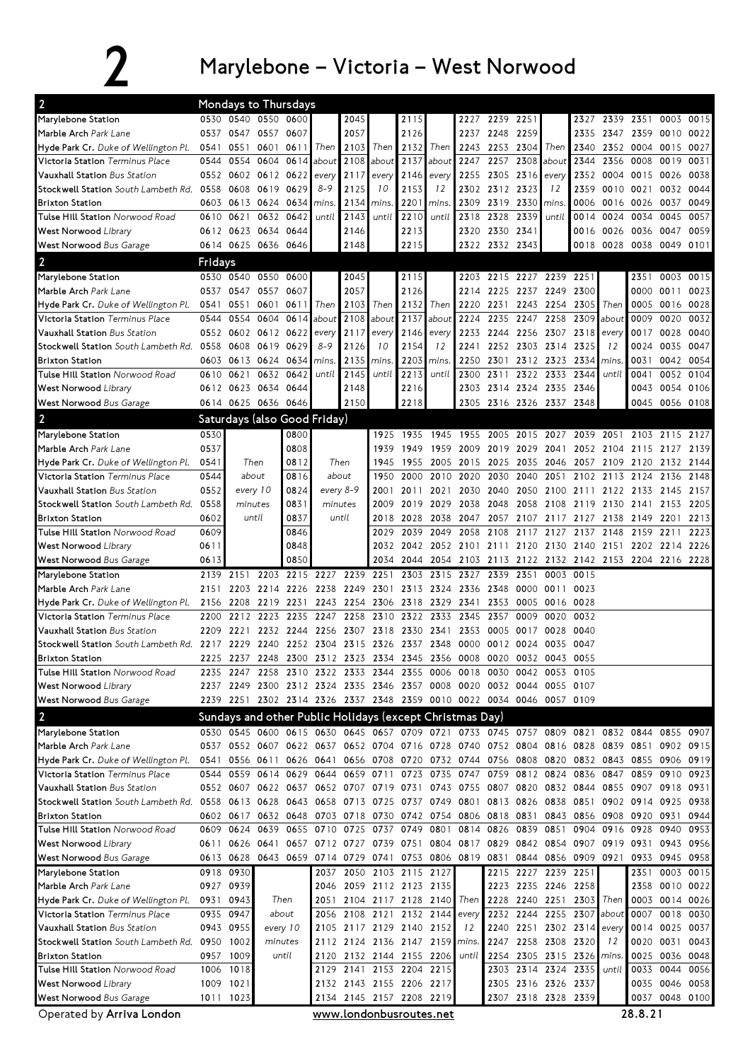# 2 Marylebone – Victoria – West Norwood

## Mondays to Thursdays

| | | | | | | | | | | | | | | | | | | | | |
|---|---|---|---|---|---|---|---|---|---|---|---|---|---|---|---|---|---|---|---|---|
| Marylebone Station | 0530 | 0540 | 0550 | 0600 | | 2045 | | 2115 | | 2227 | 2239 | 2251 | | 2327 | 2339 | 2351 | 0003 | 0015 |
| Marble Arch *Park Lane* | 0537 | 0547 | 0557 | 0607 | | 2057 | | 2126 | | 2237 | 2248 | 2259 | | 2335 | 2347 | 2359 | 0010 | 0022 |
| Hyde Park Cr. *Duke of Wellington Pl.* | 0541 | 0551 | 0601 | 0611 | Then | 2103 | Then | 2132 | Then | 2243 | 2253 | 2304 | Then | 2340 | 2352 | 0004 | 0015 | 0027 |
| Victoria Station *Terminus Place* | 0544 | 0554 | 0604 | 0614 | about | 2108 | about | 2137 | about | 2247 | 2257 | 2308 | about | 2344 | 2356 | 0008 | 0019 | 0031 |
| Vauxhall Station *Bus Station* | 0552 | 0602 | 0612 | 0622 | every | 2117 | every | 2146 | every | 2255 | 2305 | 2316 | every | 2352 | 0004 | 0015 | 0026 | 0038 |
| Stockwell Station *South Lambeth Rd.* | 0558 | 0608 | 0619 | 0629 | 8-9 | 2125 | 10 | 2153 | 12 | 2302 | 2312 | 2323 | 12 | 2359 | 0010 | 0021 | 0032 | 0044 |
| Brixton Station | 0603 | 0613 | 0624 | 0634 | mins. | 2134 | mins. | 2201 | mins. | 2309 | 2319 | 2330 | mins. | 0006 | 0016 | 0026 | 0037 | 0049 |
| Tulse Hill Station *Norwood Road* | 0610 | 0621 | 0632 | 0642 | until | 2143 | until | 2210 | until | 2318 | 2328 | 2339 | until | 0014 | 0024 | 0034 | 0045 | 0057 |
| West Norwood *Library* | 0612 | 0623 | 0634 | 0644 | | 2146 | | 2213 | | 2320 | 2330 | 2341 | | 0016 | 0026 | 0036 | 0047 | 0059 |
| West Norwood *Bus Garage* | 0614 | 0625 | 0636 | 0646 | | 2148 | | 2215 | | 2322 | 2332 | 2343 | | 0018 | 0028 | 0038 | 0049 | 0101 |

## Fridays

| | | | | | | | | | | | | | | | | | | | |
|---|---|---|---|---|---|---|---|---|---|---|---|---|---|---|---|---|---|---|---|
| Marylebone Station | 0530 | 0540 | 0550 | 0600 | | 2045 | | 2115 | | 2203 | 2215 | 2227 | 2239 | 2251 | | 2351 | 0003 | 0015 |
| Marble Arch *Park Lane* | 0537 | 0547 | 0557 | 0607 | | 2057 | | 2126 | | 2214 | 2225 | 2237 | 2249 | 2300 | | 0000 | 0011 | 0023 |
| Hyde Park Cr. *Duke of Wellington Pl.* | 0541 | 0551 | 0601 | 0611 | Then | 2103 | Then | 2132 | Then | 2220 | 2231 | 2243 | 2254 | 2305 | Then | 0005 | 0016 | 0028 |
| Victoria Station *Terminus Place* | 0544 | 0554 | 0604 | 0614 | about | 2108 | about | 2137 | about | 2224 | 2235 | 2247 | 2258 | 2309 | about | 0009 | 0020 | 0032 |
| Vauxhall Station *Bus Station* | 0552 | 0602 | 0612 | 0622 | every | 2117 | every | 2146 | every | 2233 | 2244 | 2256 | 2307 | 2318 | every | 0017 | 0028 | 0040 |
| Stockwell Station *South Lambeth Rd.* | 0558 | 0608 | 0619 | 0629 | 8-9 | 2126 | 10 | 2154 | 12 | 2241 | 2252 | 2303 | 2314 | 2325 | 12 | 0024 | 0035 | 0047 |
| Brixton Station | 0603 | 0613 | 0624 | 0634 | mins. | 2135 | mins. | 2203 | mins. | 2250 | 2301 | 2312 | 2323 | 2334 | mins. | 0031 | 0042 | 0054 |
| Tulse Hill Station *Norwood Road* | 0610 | 0621 | 0632 | 0642 | until | 2145 | until | 2213 | until | 2300 | 2311 | 2322 | 2333 | 2344 | until | 0041 | 0052 | 0104 |
| West Norwood *Library* | 0612 | 0623 | 0634 | 0644 | | 2148 | | 2216 | | 2303 | 2314 | 2324 | 2335 | 2346 | | 0043 | 0054 | 0106 |
| West Norwood *Bus Garage* | 0614 | 0625 | 0636 | 0646 | | 2150 | | 2218 | | 2305 | 2316 | 2326 | 2337 | 2348 | | 0045 | 0056 | 0108 |

## Saturdays (also Good Friday)

| | | | | | | | | | | | | | | | | | |
|---|---|---|---|---|---|---|---|---|---|---|---|---|---|---|---|---|---|
| Marylebone Station | 0530 | | 0800 | | 1925 | 1935 | 1945 | 1955 | 2005 | 2015 | 2027 | 2039 | 2051 | 2103 | 2115 | 2127 |
| Marble Arch *Park Lane* | 0537 | | 0808 | | 1939 | 1949 | 1959 | 2009 | 2019 | 2029 | 2041 | 2052 | 2104 | 2115 | 2127 | 2139 |
| Hyde Park Cr. *Duke of Wellington Pl.* | 0541 | Then | 0812 | Then | 1945 | 1955 | 2005 | 2015 | 2025 | 2035 | 2046 | 2057 | 2109 | 2120 | 2132 | 2144 |
| Victoria Station *Terminus Place* | 0544 | about | 0816 | about | 1950 | 2000 | 2010 | 2020 | 2030 | 2040 | 2051 | 2102 | 2113 | 2124 | 2136 | 2148 |
| Vauxhall Station *Bus Station* | 0552 | every 10 | 0824 | every 8-9 | 2001 | 2011 | 2021 | 2030 | 2040 | 2050 | 2100 | 2111 | 2122 | 2133 | 2145 | 2157 |
| Stockwell Station *South Lambeth Rd.* | 0558 | minutes | 0831 | minutes | 2009 | 2019 | 2029 | 2038 | 2048 | 2058 | 2108 | 2119 | 2130 | 2141 | 2153 | 2205 |
| Brixton Station | 0602 | until | 0837 | until | 2018 | 2028 | 2038 | 2047 | 2057 | 2107 | 2117 | 2127 | 2138 | 2149 | 2201 | 2213 |
| Tulse Hill Station *Norwood Road* | 0609 | | 0846 | | 2029 | 2039 | 2049 | 2058 | 2108 | 2117 | 2127 | 2137 | 2148 | 2159 | 2211 | 2223 |
| West Norwood *Library* | 0611 | | 0848 | | 2032 | 2042 | 2052 | 2101 | 2111 | 2120 | 2130 | 2140 | 2151 | 2202 | 2214 | 2226 |
| West Norwood *Bus Garage* | 0613 | | 0850 | | 2034 | 2044 | 2054 | 2103 | 2113 | 2122 | 2132 | 2142 | 2153 | 2204 | 2216 | 2228 |

| | | | | | | | | | | | | | | |
|---|---|---|---|---|---|---|---|---|---|---|---|---|---|---|
| Marylebone Station | 2139 | 2151 | 2203 | 2215 | 2227 | 2239 | 2251 | 2303 | 2315 | 2327 | 2339 | 2351 | 0003 | 0015 |
| Marble Arch *Park Lane* | 2151 | 2203 | 2214 | 2226 | 2238 | 2249 | 2301 | 2313 | 2324 | 2336 | 2348 | 0000 | 0011 | 0023 |
| Hyde Park Cr. *Duke of Wellington Pl.* | 2156 | 2208 | 2219 | 2231 | 2243 | 2254 | 2306 | 2318 | 2329 | 2341 | 2353 | 0005 | 0016 | 0028 |
| Victoria Station *Terminus Place* | 2200 | 2212 | 2223 | 2235 | 2247 | 2258 | 2310 | 2322 | 2333 | 2345 | 2357 | 0009 | 0020 | 0032 |
| Vauxhall Station *Bus Station* | 2209 | 2221 | 2232 | 2244 | 2256 | 2307 | 2318 | 2330 | 2341 | 2353 | 0005 | 0017 | 0028 | 0040 |
| Stockwell Station *South Lambeth Rd.* | 2217 | 2229 | 2240 | 2252 | 2304 | 2315 | 2326 | 2337 | 2348 | 0000 | 0012 | 0024 | 0035 | 0047 |
| Brixton Station | 2225 | 2237 | 2248 | 2300 | 2312 | 2323 | 2334 | 2345 | 2356 | 0008 | 0020 | 0032 | 0043 | 0055 |
| Tulse Hill Station *Norwood Road* | 2235 | 2247 | 2258 | 2310 | 2322 | 2333 | 2344 | 2355 | 0006 | 0018 | 0030 | 0042 | 0053 | 0105 |
| West Norwood *Library* | 2237 | 2249 | 2300 | 2312 | 2324 | 2335 | 2346 | 2357 | 0008 | 0020 | 0032 | 0044 | 0055 | 0107 |
| West Norwood *Bus Garage* | 2239 | 2251 | 2302 | 2314 | 2326 | 2337 | 2348 | 2359 | 0010 | 0022 | 0034 | 0046 | 0057 | 0109 |

## Sundays and other Public Holidays (except Christmas Day)

| | | | | | | | | | | | | | | | | | | |
|---|---|---|---|---|---|---|---|---|---|---|---|---|---|---|---|---|---|---|
| Marylebone Station | 0530 | 0545 | 0600 | 0615 | 0630 | 0645 | 0657 | 0709 | 0721 | 0733 | 0745 | 0757 | 0809 | 0821 | 0832 | 0844 | 0855 | 0907 |
| Marble Arch *Park Lane* | 0537 | 0552 | 0607 | 0622 | 0637 | 0652 | 0704 | 0716 | 0728 | 0740 | 0752 | 0804 | 0816 | 0828 | 0839 | 0851 | 0902 | 0915 |
| Hyde Park Cr. *Duke of Wellington Pl.* | 0541 | 0556 | 0611 | 0626 | 0641 | 0656 | 0708 | 0720 | 0732 | 0744 | 0756 | 0808 | 0820 | 0832 | 0843 | 0855 | 0906 | 0919 |
| Victoria Station *Terminus Place* | 0544 | 0559 | 0614 | 0629 | 0644 | 0659 | 0711 | 0723 | 0735 | 0747 | 0759 | 0812 | 0824 | 0836 | 0847 | 0859 | 0910 | 0923 |
| Vauxhall Station *Bus Station* | 0552 | 0607 | 0622 | 0637 | 0652 | 0707 | 0719 | 0731 | 0743 | 0755 | 0807 | 0820 | 0832 | 0844 | 0855 | 0907 | 0918 | 0931 |
| Stockwell Station *South Lambeth Rd.* | 0558 | 0613 | 0628 | 0643 | 0658 | 0713 | 0725 | 0737 | 0749 | 0801 | 0813 | 0826 | 0838 | 0851 | 0902 | 0914 | 0925 | 0938 |
| Brixton Station | 0602 | 0617 | 0632 | 0648 | 0703 | 0718 | 0730 | 0742 | 0754 | 0806 | 0818 | 0831 | 0843 | 0856 | 0908 | 0920 | 0931 | 0944 |
| Tulse Hill Station *Norwood Road* | 0609 | 0624 | 0639 | 0655 | 0710 | 0725 | 0737 | 0749 | 0801 | 0814 | 0826 | 0839 | 0851 | 0904 | 0916 | 0928 | 0940 | 0953 |
| West Norwood *Library* | 0611 | 0626 | 0641 | 0657 | 0712 | 0727 | 0739 | 0751 | 0804 | 0817 | 0829 | 0842 | 0854 | 0907 | 0919 | 0931 | 0943 | 0956 |
| West Norwood *Bus Garage* | 0613 | 0628 | 0643 | 0659 | 0714 | 0729 | 0741 | 0753 | 0806 | 0819 | 0831 | 0844 | 0856 | 0909 | 0921 | 0933 | 0945 | 0958 |

| | | | | | | | | | | | | | | | | | |
|---|---|---|---|---|---|---|---|---|---|---|---|---|---|---|---|---|---|
| Marylebone Station | 0918 | 0930 | | 2037 | 2050 | 2103 | 2115 | 2127 | | 2215 | 2227 | 2239 | 2251 | | 2351 | 0003 | 0015 |
| Marble Arch *Park Lane* | 0927 | 0939 | | 2046 | 2059 | 2112 | 2123 | 2135 | | 2223 | 2235 | 2246 | 2258 | | 2358 | 0010 | 0022 |
| Hyde Park Cr. *Duke of Wellington Pl.* | 0931 | 0943 | Then | 2051 | 2104 | 2117 | 2128 | 2140 | Then | 2228 | 2240 | 2251 | 2303 | Then | 0003 | 0014 | 0026 |
| Victoria Station *Terminus Place* | 0935 | 0947 | about | 2056 | 2108 | 2121 | 2132 | 2144 | every | 2232 | 2244 | 2255 | 2307 | about | 0007 | 0018 | 0030 |
| Vauxhall Station *Bus Station* | 0943 | 0955 | every 10 | 2105 | 2117 | 2129 | 2140 | 2152 | 12 | 2240 | 2251 | 2302 | 2314 | every | 0014 | 0025 | 0037 |
| Stockwell Station *South Lambeth Rd.* | 0950 | 1002 | minutes | 2112 | 2124 | 2136 | 2147 | 2159 | mins. | 2247 | 2258 | 2308 | 2320 | 12 | 0020 | 0031 | 0043 |
| Brixton Station | 0957 | 1009 | until | 2120 | 2132 | 2144 | 2155 | 2206 | until | 2254 | 2305 | 2315 | 2326 | mins. | 0025 | 0036 | 0048 |
| Tulse Hill Station *Norwood Road* | 1006 | 1018 | | 2129 | 2141 | 2153 | 2204 | 2215 | | 2303 | 2314 | 2324 | 2335 | until | 0033 | 0044 | 0056 |
| West Norwood *Library* | 1009 | 1021 | | 2132 | 2143 | 2155 | 2206 | 2217 | | 2305 | 2316 | 2326 | 2337 | | 0035 | 0046 | 0058 |
| West Norwood *Bus Garage* | 1011 | 1023 | | 2134 | 2145 | 2157 | 2208 | 2219 | | 2307 | 2318 | 2328 | 2339 | | 0037 | 0048 | 0100 |

Operated by **Arriva London**

www.londonbusroutes.net

28.8.21